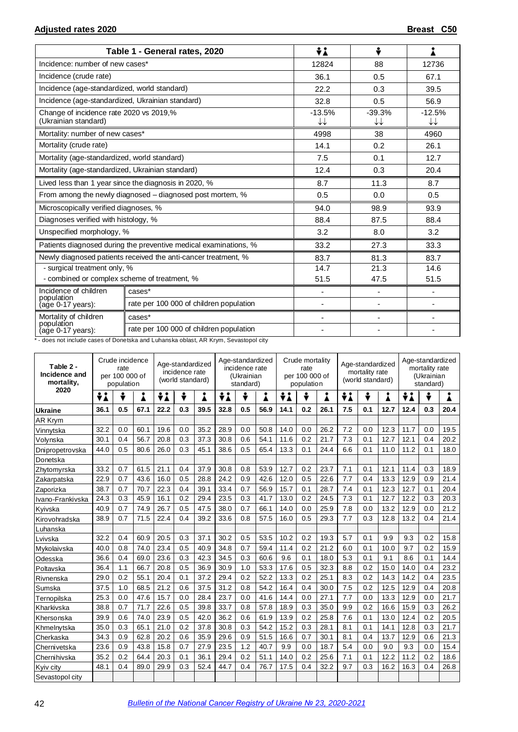**Adjusted rates 2020** **Breast C50**

| Table 1 - General rates, 2020 | | Both sexes | Male | Female |
|---|---|---|---|---|
| Incidence: number of new cases* | | 12824 | 88 | 12736 |
| Incidence (crude rate) | | 36.1 | 0.5 | 67.1 |
| Incidence (age-standardized, world standard) | | 22.2 | 0.3 | 39.5 |
| Incidence (age-standardized, Ukrainian standard) | | 32.8 | 0.5 | 56.9 |
| Change of incidence rate 2020 vs 2019,% (Ukrainian standard) | | -13.5% ↓↓ | -39.3% ↓↓ | -12.5% ↓↓ |
| Mortality: number of new cases* | | 4998 | 38 | 4960 |
| Mortality (crude rate) | | 14.1 | 0.2 | 26.1 |
| Mortality (age-standardized, world standard) | | 7.5 | 0.1 | 12.7 |
| Mortality (age-standardized, Ukrainian standard) | | 12.4 | 0.3 | 20.4 |
| Lived less than 1 year since the diagnosis in 2020, % | | 8.7 | 11.3 | 8.7 |
| From among the newly diagnosed – diagnosed post mortem, % | | 0.5 | 0.0 | 0.5 |
| Microscopically verified diagnoses, % | | 94.0 | 98.9 | 93.9 |
| Diagnoses verified with histology, % | | 88.4 | 87.5 | 88.4 |
| Unspecified morphology, % | | 3.2 | 8.0 | 3.2 |
| Patients diagnosed during the preventive medical examinations, % | | 33.2 | 27.3 | 33.3 |
| Newly diagnosed patients received the anti-cancer treatment, % | | 83.7 | 81.3 | 83.7 |
| - surgical treatment only, % | | 14.7 | 21.3 | 14.6 |
| - combined or complex scheme of treatment, % | | 51.5 | 47.5 | 51.5 |
| Incidence of children population (age 0-17 years): | cases* | - | - | - |
| | rate per 100 000 of children population | - | - | - |
| Mortality of children population (age 0-17 years): | cases* | - | - | - |
| | rate per 100 000 of children population | - | - | - |

* - does not include cases of Donetska and Luhanska oblast, AR Krym, Sevastopol city

| Table 2 - Incidence and mortality, 2020 | Crude incidence rate per 100 000 of population | | | Age-standardized incidence rate (world standard) | | | Age-standardized incidence rate (Ukrainian standard) | | | Crude mortality rate per 100 000 of population | | | Age-standardized mortality rate (world standard) | | | Age-standardized mortality rate (Ukrainian standard) | | |
|---|---|---|---|---|---|---|---|---|---|---|---|---|---|---|---|---|---|---|
| | Both | Male | Female | Both | Male | Female | Both | Male | Female | Both | Male | Female | Both | Male | Female | Both | Male | Female |
| **Ukraine** | **36.1** | **0.5** | **67.1** | **22.2** | **0.3** | **39.5** | **32.8** | **0.5** | **56.9** | **14.1** | **0.2** | **26.1** | **7.5** | **0.1** | **12.7** | **12.4** | **0.3** | **20.4** |
| AR Krym | | | | | | | | | | | | | | | | | | |
| Vinnytska | 32.2 | 0.0 | 60.1 | 19.6 | 0.0 | 35.2 | 28.9 | 0.0 | 50.8 | 14.0 | 0.0 | 26.2 | 7.2 | 0.0 | 12.3 | 11.7 | 0.0 | 19.5 |
| Volynska | 30.1 | 0.4 | 56.7 | 20.8 | 0.3 | 37.3 | 30.8 | 0.6 | 54.1 | 11.6 | 0.2 | 21.7 | 7.3 | 0.1 | 12.7 | 12.1 | 0.4 | 20.2 |
| Dnipropetrovska | 44.0 | 0.5 | 80.6 | 26.0 | 0.3 | 45.1 | 38.6 | 0.5 | 65.4 | 13.3 | 0.1 | 24.4 | 6.6 | 0.1 | 11.0 | 11.2 | 0.1 | 18.0 |
| Donetska | | | | | | | | | | | | | | | | | | |
| Zhytomyrska | 33.2 | 0.7 | 61.5 | 21.1 | 0.4 | 37.9 | 30.8 | 0.8 | 53.9 | 12.7 | 0.2 | 23.7 | 7.1 | 0.1 | 12.1 | 11.4 | 0.3 | 18.9 |
| Zakarpatska | 22.9 | 0.7 | 43.6 | 16.0 | 0.5 | 28.8 | 24.2 | 0.9 | 42.6 | 12.0 | 0.5 | 22.6 | 7.7 | 0.4 | 13.3 | 12.9 | 0.9 | 21.4 |
| Zaporizka | 38.7 | 0.7 | 70.7 | 22.3 | 0.4 | 39.1 | 33.4 | 0.7 | 56.9 | 15.7 | 0.1 | 28.7 | 7.4 | 0.1 | 12.3 | 12.7 | 0.1 | 20.4 |
| Ivano-Frankivska | 24.3 | 0.3 | 45.9 | 16.1 | 0.2 | 29.4 | 23.5 | 0.3 | 41.7 | 13.0 | 0.2 | 24.5 | 7.3 | 0.1 | 12.7 | 12.2 | 0.3 | 20.3 |
| Kyivska | 40.9 | 0.7 | 74.9 | 26.7 | 0.5 | 47.5 | 38.0 | 0.7 | 66.1 | 14.0 | 0.0 | 25.9 | 7.8 | 0.0 | 13.2 | 12.9 | 0.0 | 21.2 |
| Kirovohradska | 38.9 | 0.7 | 71.5 | 22.4 | 0.4 | 39.2 | 33.6 | 0.8 | 57.5 | 16.0 | 0.5 | 29.3 | 7.7 | 0.3 | 12.8 | 13.2 | 0.4 | 21.4 |
| Luhanska | | | | | | | | | | | | | | | | | | |
| Lvivska | 32.2 | 0.4 | 60.9 | 20.5 | 0.3 | 37.1 | 30.2 | 0.5 | 53.5 | 10.2 | 0.2 | 19.3 | 5.7 | 0.1 | 9.9 | 9.3 | 0.2 | 15.8 |
| Mykolaivska | 40.0 | 0.8 | 74.0 | 23.4 | 0.5 | 40.9 | 34.8 | 0.7 | 59.4 | 11.4 | 0.2 | 21.2 | 6.0 | 0.1 | 10.0 | 9.7 | 0.2 | 15.9 |
| Odesska | 36.6 | 0.4 | 69.0 | 23.6 | 0.3 | 42.3 | 34.5 | 0.3 | 60.6 | 9.6 | 0.1 | 18.0 | 5.3 | 0.1 | 9.1 | 8.6 | 0.1 | 14.4 |
| Poltavska | 36.4 | 1.1 | 66.7 | 20.8 | 0.5 | 36.9 | 30.9 | 1.0 | 53.3 | 17.6 | 0.5 | 32.3 | 8.8 | 0.2 | 15.0 | 14.0 | 0.4 | 23.2 |
| Rivnenska | 29.0 | 0.2 | 55.1 | 20.4 | 0.1 | 37.2 | 29.4 | 0.2 | 52.2 | 13.3 | 0.2 | 25.1 | 8.3 | 0.2 | 14.3 | 14.2 | 0.4 | 23.5 |
| Sumska | 37.5 | 1.0 | 68.5 | 21.2 | 0.6 | 37.5 | 31.2 | 0.8 | 54.2 | 16.4 | 0.4 | 30.0 | 7.5 | 0.2 | 12.5 | 12.9 | 0.4 | 20.8 |
| Ternopilska | 25.3 | 0.0 | 47.6 | 15.7 | 0.0 | 28.4 | 23.7 | 0.0 | 41.6 | 14.4 | 0.0 | 27.1 | 7.7 | 0.0 | 13.3 | 12.9 | 0.0 | 21.7 |
| Kharkivska | 38.8 | 0.7 | 71.7 | 22.6 | 0.5 | 39.8 | 33.7 | 0.8 | 57.8 | 18.9 | 0.3 | 35.0 | 9.9 | 0.2 | 16.6 | 15.9 | 0.3 | 26.2 |
| Khersonska | 39.9 | 0.6 | 74.0 | 23.9 | 0.5 | 42.0 | 36.2 | 0.6 | 61.9 | 13.9 | 0.2 | 25.8 | 7.6 | 0.1 | 13.0 | 12.4 | 0.2 | 20.5 |
| Khmelnytska | 35.0 | 0.3 | 65.1 | 21.0 | 0.2 | 37.8 | 30.8 | 0.3 | 54.2 | 15.2 | 0.3 | 28.1 | 8.1 | 0.1 | 14.1 | 12.8 | 0.3 | 21.7 |
| Cherkaska | 34.3 | 0.9 | 62.8 | 20.2 | 0.6 | 35.9 | 29.6 | 0.9 | 51.5 | 16.6 | 0.7 | 30.1 | 8.1 | 0.4 | 13.7 | 12.9 | 0.6 | 21.3 |
| Chernivetska | 23.6 | 0.9 | 43.8 | 15.8 | 0.7 | 27.9 | 23.5 | 1.2 | 40.7 | 9.9 | 0.0 | 18.7 | 5.4 | 0.0 | 9.0 | 9.3 | 0.0 | 15.4 |
| Chernihivska | 35.2 | 0.2 | 64.4 | 20.3 | 0.1 | 36.1 | 29.4 | 0.2 | 51.1 | 14.0 | 0.2 | 25.6 | 7.1 | 0.1 | 12.2 | 11.2 | 0.2 | 18.6 |
| Kyiv city | 48.1 | 0.4 | 89.0 | 29.9 | 0.3 | 52.4 | 44.7 | 0.4 | 76.7 | 17.5 | 0.4 | 32.2 | 9.7 | 0.3 | 16.2 | 16.3 | 0.4 | 26.8 |
| Sevastopol city | | | | | | | | | | | | | | | | | | |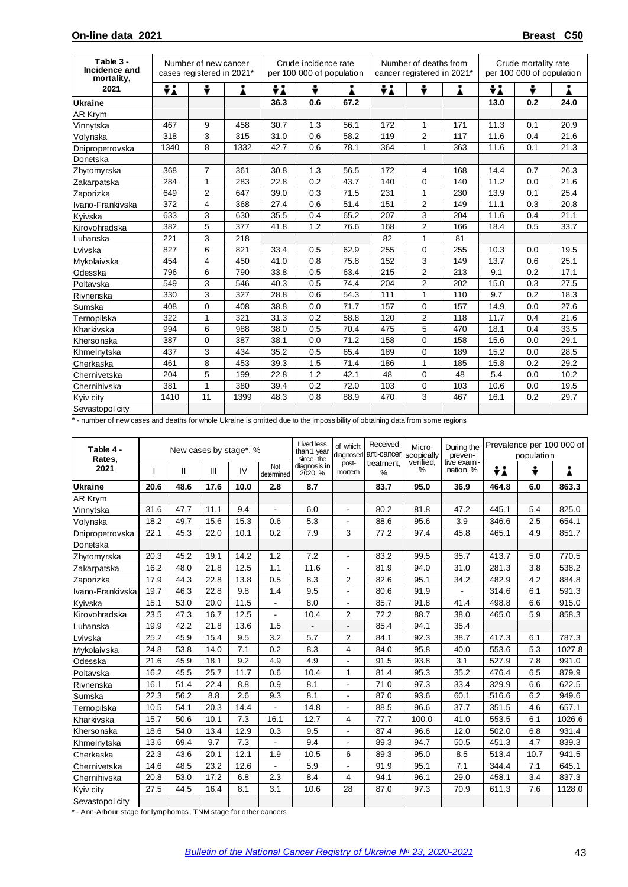## On-line data 2021 — Breast C50

| Table 3 - Incidence and mortality, 2021 | Number of new cancer cases registered in 2021* | | | Crude incidence rate per 100 000 of population | | | Number of deaths from cancer registered in 2021* | | | Crude mortality rate per 100 000 of population | | |
|---|---|---|---|---|---|---|---|---|---|---|---|---|
| | Both | Male | Female | Both | Male | Female | Both | Male | Female | Both | Male | Female |
| **Ukraine** | | | | 36.3 | 0.6 | 67.2 | | | | 13.0 | 0.2 | 24.0 |
| AR Krym | | | | | | | | | | | | |
| Vinnytska | 467 | 9 | 458 | 30.7 | 1.3 | 56.1 | 172 | 1 | 171 | 11.3 | 0.1 | 20.9 |
| Volynska | 318 | 3 | 315 | 31.0 | 0.6 | 58.2 | 119 | 2 | 117 | 11.6 | 0.4 | 21.6 |
| Dnipropetrovska | 1340 | 8 | 1332 | 42.7 | 0.6 | 78.1 | 364 | 1 | 363 | 11.6 | 0.1 | 21.3 |
| Donetska | | | | | | | | | | | | |
| Zhytomyrska | 368 | 7 | 361 | 30.8 | 1.3 | 56.5 | 172 | 4 | 168 | 14.4 | 0.7 | 26.3 |
| Zakarpatska | 284 | 1 | 283 | 22.8 | 0.2 | 43.7 | 140 | 0 | 140 | 11.2 | 0.0 | 21.6 |
| Zaporizka | 649 | 2 | 647 | 39.0 | 0.3 | 71.5 | 231 | 1 | 230 | 13.9 | 0.1 | 25.4 |
| Ivano-Frankivska | 372 | 4 | 368 | 27.4 | 0.6 | 51.4 | 151 | 2 | 149 | 11.1 | 0.3 | 20.8 |
| Kyivska | 633 | 3 | 630 | 35.5 | 0.4 | 65.2 | 207 | 3 | 204 | 11.6 | 0.4 | 21.1 |
| Kirovohradska | 382 | 5 | 377 | 41.8 | 1.2 | 76.6 | 168 | 2 | 166 | 18.4 | 0.5 | 33.7 |
| Luhanska | 221 | 3 | 218 | | | | 82 | 1 | 81 | | | |
| Lvivska | 827 | 6 | 821 | 33.4 | 0.5 | 62.9 | 255 | 0 | 255 | 10.3 | 0.0 | 19.5 |
| Mykolaivska | 454 | 4 | 450 | 41.0 | 0.8 | 75.8 | 152 | 3 | 149 | 13.7 | 0.6 | 25.1 |
| Odesska | 796 | 6 | 790 | 33.8 | 0.5 | 63.4 | 215 | 2 | 213 | 9.1 | 0.2 | 17.1 |
| Poltavska | 549 | 3 | 546 | 40.3 | 0.5 | 74.4 | 204 | 2 | 202 | 15.0 | 0.3 | 27.5 |
| Rivnenska | 330 | 3 | 327 | 28.8 | 0.6 | 54.3 | 111 | 1 | 110 | 9.7 | 0.2 | 18.3 |
| Sumska | 408 | 0 | 408 | 38.8 | 0.0 | 71.7 | 157 | 0 | 157 | 14.9 | 0.0 | 27.6 |
| Ternopilska | 322 | 1 | 321 | 31.3 | 0.2 | 58.8 | 120 | 2 | 118 | 11.7 | 0.4 | 21.6 |
| Kharkivska | 994 | 6 | 988 | 38.0 | 0.5 | 70.4 | 475 | 5 | 470 | 18.1 | 0.4 | 33.5 |
| Khersonska | 387 | 0 | 387 | 38.1 | 0.0 | 71.2 | 158 | 0 | 158 | 15.6 | 0.0 | 29.1 |
| Khmelnytska | 437 | 3 | 434 | 35.2 | 0.5 | 65.4 | 189 | 0 | 189 | 15.2 | 0.0 | 28.5 |
| Cherkaska | 461 | 8 | 453 | 39.3 | 1.5 | 71.4 | 186 | 1 | 185 | 15.8 | 0.2 | 29.2 |
| Chernivetska | 204 | 5 | 199 | 22.8 | 1.2 | 42.1 | 48 | 0 | 48 | 5.4 | 0.0 | 10.2 |
| Chernihivska | 381 | 1 | 380 | 39.4 | 0.2 | 72.0 | 103 | 0 | 103 | 10.6 | 0.0 | 19.5 |
| Kyiv city | 1410 | 11 | 1399 | 48.3 | 0.8 | 88.9 | 470 | 3 | 467 | 16.1 | 0.2 | 29.7 |
| Sevastopol city | | | | | | | | | | | | |

* - number of new cases and deaths for whole Ukraine is omitted due to the impossibility of obtaining data from some regions

| Table 4 - Rates, 2021 | New cases by stage*, % | | | | | Lived less than 1 year since the diagnosis in 2020, % | of which: diagnosed post-mortem | Received anti-cancer treatment, % | Micro-scopically verified, % | During the preventive examination, % | Prevalence per 100 000 of population | | |
|---|---|---|---|---|---|---|---|---|---|---|---|---|---|
| | I | II | III | IV | Not determined | | | | | | Both | Male | Female |
| **Ukraine** | 20.6 | 48.6 | 17.6 | 10.0 | 2.8 | 8.7 | | 83.7 | 95.0 | 36.9 | 464.8 | 6.0 | 863.3 |
| AR Krym | | | | | | | | | | | | | |
| Vinnytska | 31.6 | 47.7 | 11.1 | 9.4 | - | 6.0 | - | 80.2 | 81.8 | 47.2 | 445.1 | 5.4 | 825.0 |
| Volynska | 18.2 | 49.7 | 15.6 | 15.3 | 0.6 | 5.3 | - | 88.6 | 95.6 | 3.9 | 346.6 | 2.5 | 654.1 |
| Dnipropetrovska | 22.1 | 45.3 | 22.0 | 10.1 | 0.2 | 7.9 | 3 | 77.2 | 97.4 | 45.8 | 465.1 | 4.9 | 851.7 |
| Donetska | | | | | | | | | | | | | |
| Zhytomyrska | 20.3 | 45.2 | 19.1 | 14.2 | 1.2 | 7.2 | - | 83.2 | 99.5 | 35.7 | 413.7 | 5.0 | 770.5 |
| Zakarpatska | 16.2 | 48.0 | 21.8 | 12.5 | 1.1 | 11.6 | - | 81.9 | 94.0 | 31.0 | 281.3 | 3.8 | 538.2 |
| Zaporizka | 17.9 | 44.3 | 22.8 | 13.8 | 0.5 | 8.3 | 2 | 82.6 | 95.1 | 34.2 | 482.9 | 4.2 | 884.8 |
| Ivano-Frankivska | 19.7 | 46.3 | 22.8 | 9.8 | 1.4 | 9.5 | - | 80.6 | 91.9 | - | 314.6 | 6.1 | 591.3 |
| Kyivska | 15.1 | 53.0 | 20.0 | 11.5 | - | 8.0 | - | 85.7 | 91.8 | 41.4 | 498.8 | 6.6 | 915.0 |
| Kirovohradska | 23.5 | 47.3 | 16.7 | 12.5 | - | 10.4 | 2 | 72.2 | 88.7 | 38.0 | 465.0 | 5.9 | 858.3 |
| Luhanska | 19.9 | 42.2 | 21.8 | 13.6 | 1.5 | - | - | 85.4 | 94.1 | 35.4 | | | |
| Lvivska | 25.2 | 45.9 | 15.4 | 9.5 | 3.2 | 5.7 | 2 | 84.1 | 92.3 | 38.7 | 417.3 | 6.1 | 787.3 |
| Mykolaivska | 24.8 | 53.8 | 14.0 | 7.1 | 0.2 | 8.3 | 4 | 84.0 | 95.8 | 40.0 | 553.6 | 5.3 | 1027.8 |
| Odesska | 21.6 | 45.9 | 18.1 | 9.2 | 4.9 | 4.9 | - | 91.5 | 93.8 | 3.1 | 527.9 | 7.8 | 991.0 |
| Poltavska | 16.2 | 45.5 | 25.7 | 11.7 | 0.6 | 10.4 | 1 | 81.4 | 95.3 | 35.2 | 476.4 | 6.5 | 879.9 |
| Rivnenska | 16.1 | 51.4 | 22.4 | 8.8 | 0.9 | 8.1 | - | 71.0 | 97.3 | 33.4 | 329.9 | 6.6 | 622.5 |
| Sumska | 22.3 | 56.2 | 8.8 | 2.6 | 9.3 | 8.1 | - | 87.0 | 93.6 | 60.1 | 516.6 | 6.2 | 949.6 |
| Ternopilska | 10.5 | 54.1 | 20.3 | 14.4 | - | 14.8 | - | 88.5 | 96.6 | 37.7 | 351.5 | 4.6 | 657.1 |
| Kharkivska | 15.7 | 50.6 | 10.1 | 7.3 | 16.1 | 12.7 | 4 | 77.7 | 100.0 | 41.0 | 553.5 | 6.1 | 1026.6 |
| Khersonska | 18.6 | 54.0 | 13.4 | 12.9 | 0.3 | 9.5 | - | 87.4 | 96.6 | 12.0 | 502.0 | 6.8 | 931.4 |
| Khmelnytska | 13.6 | 69.4 | 9.7 | 7.3 | - | 9.4 | - | 89.3 | 94.7 | 50.5 | 451.3 | 4.7 | 839.3 |
| Cherkaska | 22.3 | 43.6 | 20.1 | 12.1 | 1.9 | 10.5 | 6 | 89.3 | 95.0 | 8.5 | 513.4 | 10.7 | 941.5 |
| Chernivetska | 14.6 | 48.5 | 23.2 | 12.6 | - | 5.9 | - | 91.9 | 95.1 | 7.1 | 344.4 | 7.1 | 645.1 |
| Chernihivska | 20.8 | 53.0 | 17.2 | 6.8 | 2.3 | 8.4 | 4 | 94.1 | 96.1 | 29.0 | 458.1 | 3.4 | 837.3 |
| Kyiv city | 27.5 | 44.5 | 16.4 | 8.1 | 3.1 | 10.6 | 28 | 87.0 | 97.3 | 70.9 | 611.3 | 7.6 | 1128.0 |
| Sevastopol city | | | | | | | | | | | | | |

* - Ann-Arbour stage for lymphomas, TNM stage for other cancers

*Bulletin of the National Cancer Registry of Ukraine № 23, 2020-2021*